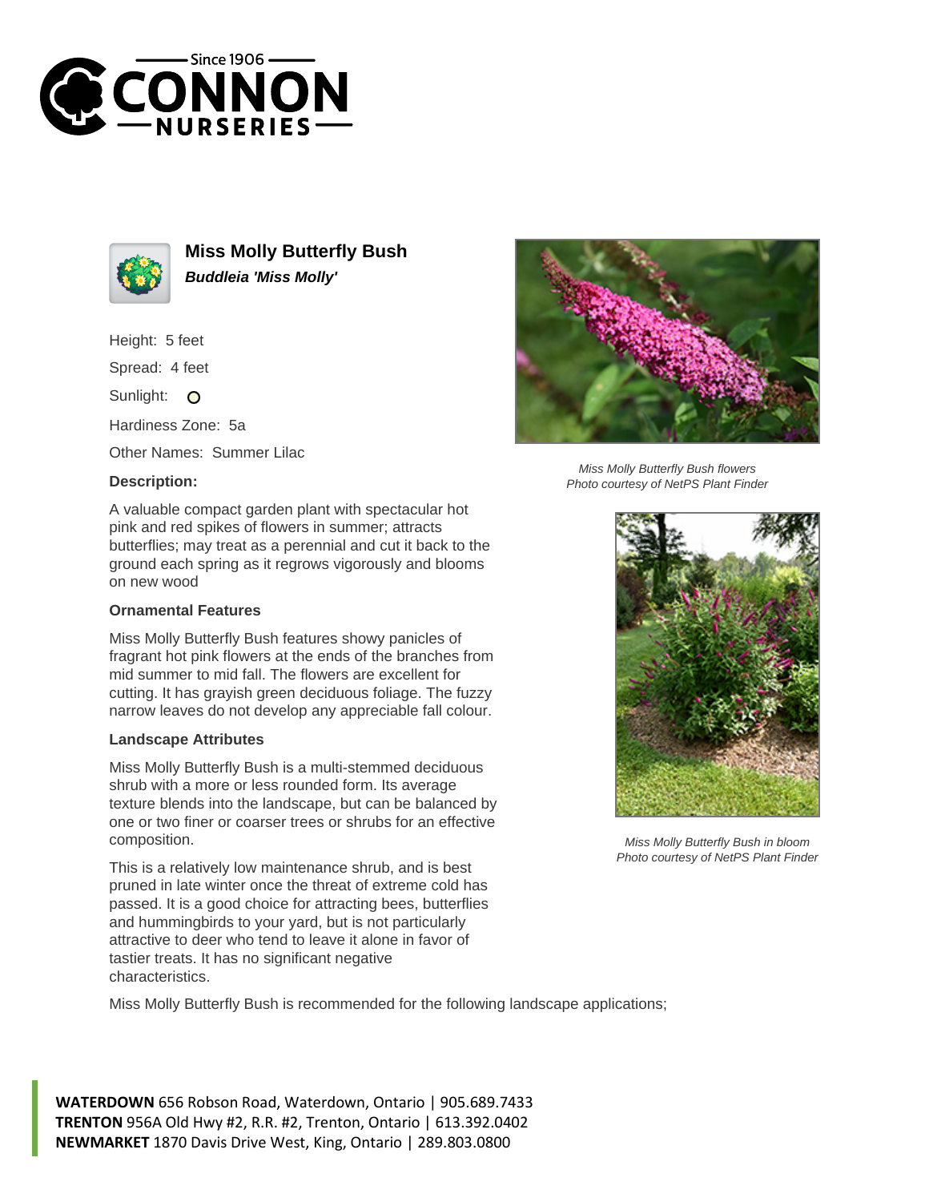# Miss Molly Butterfly Bush

***Buddleia 'Miss Molly'***

Height: 5 feet

Spread: 4 feet

Sunlight: O

Hardiness Zone: 5a

Other Names: Summer Lilac

**Description:**

A valuable compact garden plant with spectacular hot pink and red spikes of flowers in summer; attracts butterflies; may treat as a perennial and cut it back to the ground each spring as it regrows vigorously and blooms on new wood

*Miss Molly Butterfly Bush flowers*
*Photo courtesy of NetPS Plant Finder*

### Ornamental Features

Miss Molly Butterfly Bush features showy panicles of fragrant hot pink flowers at the ends of the branches from mid summer to mid fall. The flowers are excellent for cutting. It has grayish green deciduous foliage. The fuzzy narrow leaves do not develop any appreciable fall colour.

*Miss Molly Butterfly Bush in bloom*
*Photo courtesy of NetPS Plant Finder*

### Landscape Attributes

Miss Molly Butterfly Bush is a multi-stemmed deciduous shrub with a more or less rounded form. Its average texture blends into the landscape, but can be balanced by one or two finer or coarser trees or shrubs for an effective composition.

This is a relatively low maintenance shrub, and is best pruned in late winter once the threat of extreme cold has passed. It is a good choice for attracting bees, butterflies and hummingbirds to your yard, but is not particularly attractive to deer who tend to leave it alone in favor of tastier treats. It has no significant negative characteristics.

Miss Molly Butterfly Bush is recommended for the following landscape applications;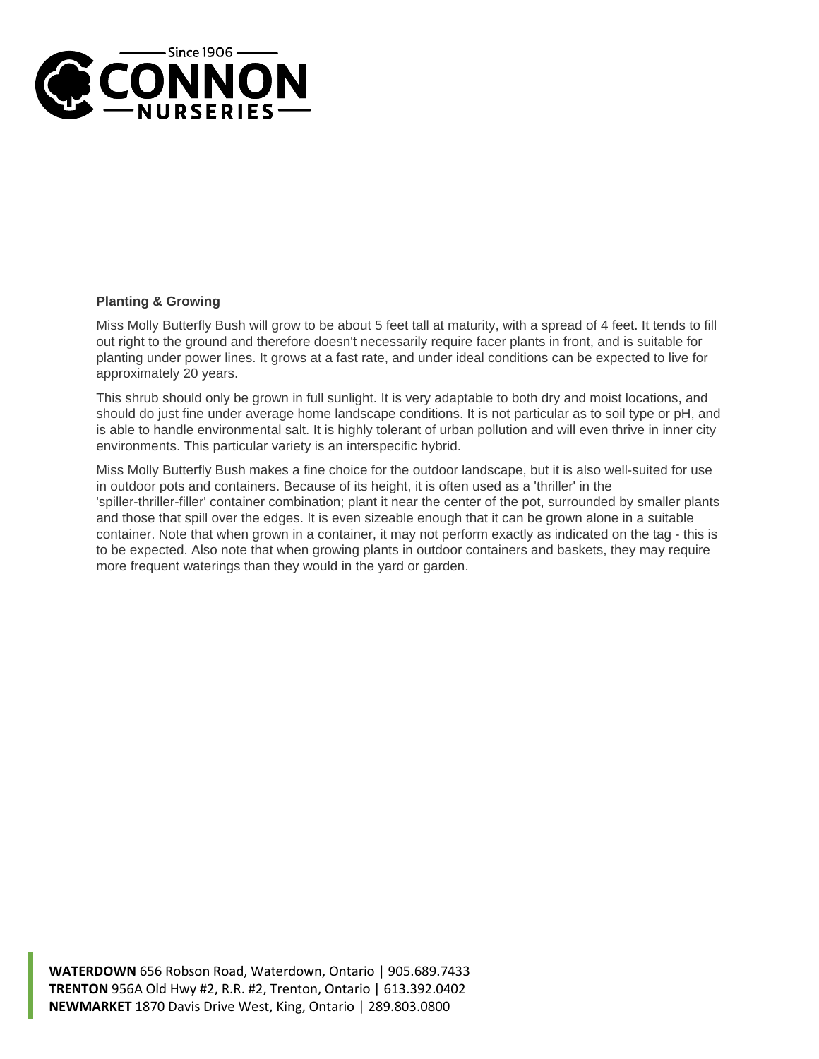## Planting & Growing

Miss Molly Butterfly Bush will grow to be about 5 feet tall at maturity, with a spread of 4 feet. It tends to fill out right to the ground and therefore doesn't necessarily require facer plants in front, and is suitable for planting under power lines. It grows at a fast rate, and under ideal conditions can be expected to live for approximately 20 years.

This shrub should only be grown in full sunlight. It is very adaptable to both dry and moist locations, and should do just fine under average home landscape conditions. It is not particular as to soil type or pH, and is able to handle environmental salt. It is highly tolerant of urban pollution and will even thrive in inner city environments. This particular variety is an interspecific hybrid.

Miss Molly Butterfly Bush makes a fine choice for the outdoor landscape, but it is also well-suited for use in outdoor pots and containers. Because of its height, it is often used as a 'thriller' in the 'spiller-thriller-filler' container combination; plant it near the center of the pot, surrounded by smaller plants and those that spill over the edges. It is even sizeable enough that it can be grown alone in a suitable container. Note that when grown in a container, it may not perform exactly as indicated on the tag - this is to be expected. Also note that when growing plants in outdoor containers and baskets, they may require more frequent waterings than they would in the yard or garden.